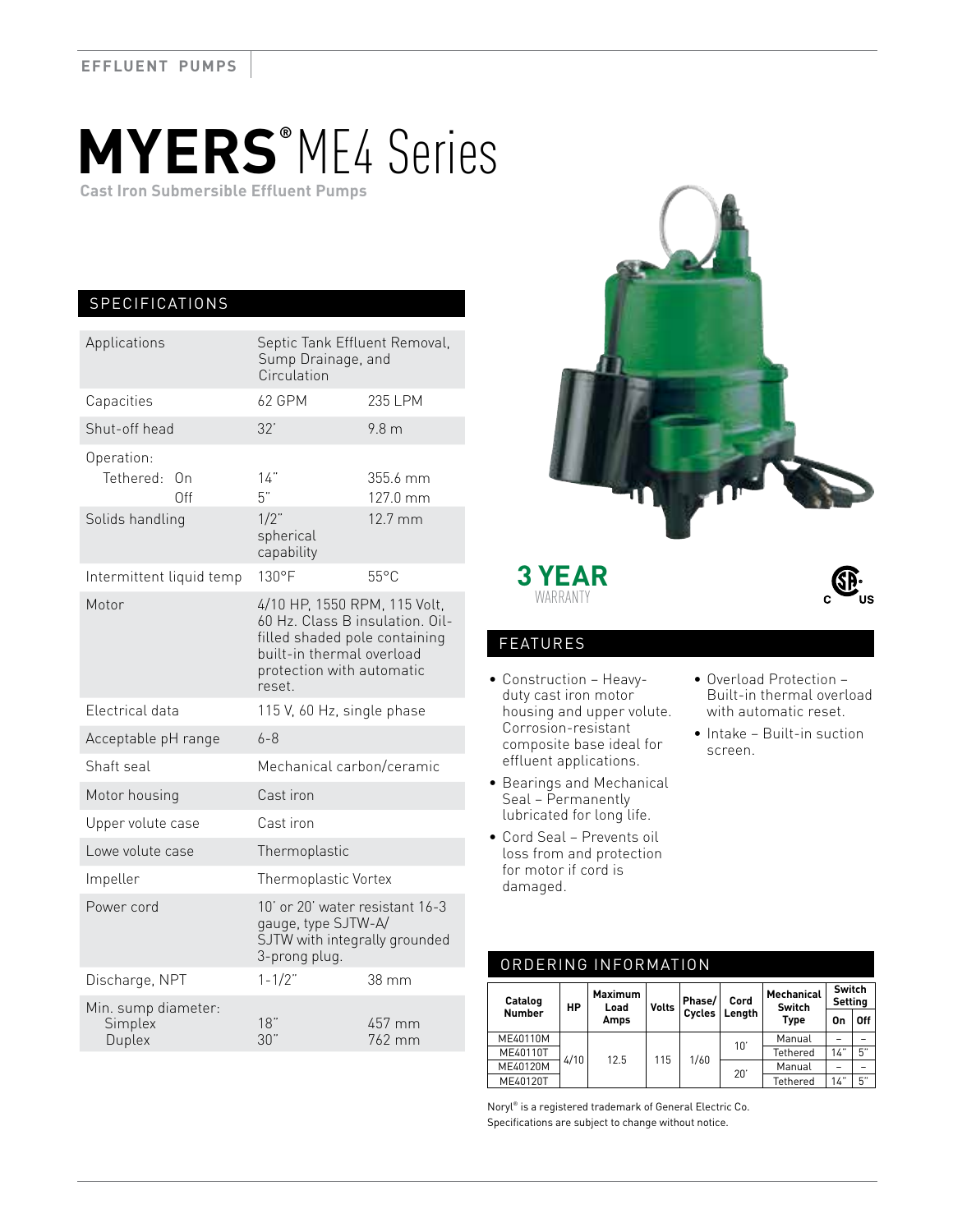EFFLUENT PUMPS

# MYERS® ME4 Series

**Cast Iron Submersible Effluent Pumps**

## SPECIFICATIONS

| | | |
|---|---|---|
| Applications | Septic Tank Effluent Removal, Sump Drainage, and Circulation | |
| Capacities | 62 GPM | 235 LPM |
| Shut-off head | 32' | 9.8 m |
| Operation: Tethered: On | 14" | 355.6 mm |
| Off | 5" | 127.0 mm |
| Solids handling | 1/2" spherical capability | 12.7 mm |
| Intermittent liquid temp | 130°F | 55°C |
| Motor | 4/10 HP, 1550 RPM, 115 Volt, 60 Hz. Class B insulation. Oil-filled shaded pole containing built-in thermal overload protection with automatic reset. | |
| Electrical data | 115 V, 60 Hz, single phase | |
| Acceptable pH range | 6-8 | |
| Shaft seal | Mechanical carbon/ceramic | |
| Motor housing | Cast iron | |
| Upper volute case | Cast iron | |
| Lowe volute case | Thermoplastic | |
| Impeller | Thermoplastic Vortex | |
| Power cord | 10' or 20' water resistant 16-3 gauge, type SJTW-A/ SJTW with integrally grounded 3-prong plug. | |
| Discharge, NPT | 1-1/2" | 38 mm |
| Min. sump diameter: Simplex | 18" | 457 mm |
| Duplex | 30" | 762 mm |

**3 YEAR** WARRANTY

## FEATURES

- Construction – Heavy-duty cast iron motor housing and upper volute. Corrosion-resistant composite base ideal for effluent applications.
- Bearings and Mechanical Seal – Permanently lubricated for long life.
- Cord Seal – Prevents oil loss from and protection for motor if cord is damaged.
- Overload Protection – Built-in thermal overload with automatic reset.
- Intake – Built-in suction screen.

## ORDERING INFORMATION

| Catalog Number | HP | Maximum Load Amps | Volts | Phase/ Cycles | Cord Length | Mechanical Switch Type | Switch Setting | |
|---|---|---|---|---|---|---|---|---|
| | | | | | | | On | Off |
| ME40110M | 4/10 | 12.5 | 115 | 1/60 | 10' | Manual | – | – |
| ME40110T | 4/10 | 12.5 | 115 | 1/60 | 10' | Tethered | 14" | 5" |
| ME40120M | 4/10 | 12.5 | 115 | 1/60 | 20' | Manual | – | – |
| ME40120T | 4/10 | 12.5 | 115 | 1/60 | 20' | Tethered | 14" | 5" |

Noryl® is a registered trademark of General Electric Co.
Specifications are subject to change without notice.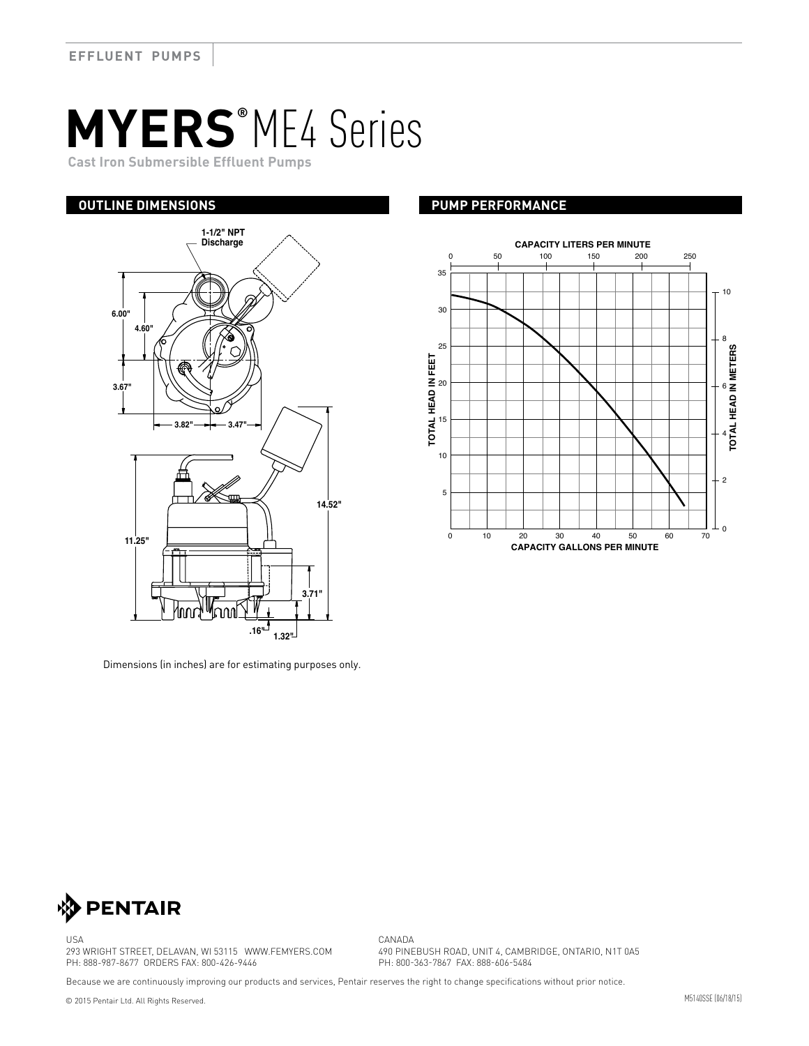# MYERS® ME4 Series

**Cast Iron Submersible Effluent Pumps**

## OUTLINE DIMENSIONS

1-1/2" NPT Discharge

6.00"

4.60"

3.67"

3.82"

3.47"

14.52"

11.25"

3.71"

.16"

1.32"

Dimensions (in inches) are for estimating purposes only.

## PUMP PERFORMANCE

CAPACITY LITERS PER MINUTE

0 50 100 150 200 250

TOTAL HEAD IN FEET

35 30 25 20 15 10 5

TOTAL HEAD IN METERS

10 8 6 4 2 0

0 10 20 30 40 50 60 70

CAPACITY GALLONS PER MINUTE

USA
293 WRIGHT STREET, DELAVAN, WI 53115 WWW.FEMYERS.COM
PH: 888-987-8677 ORDERS FAX: 800-426-9446

CANADA
490 PINEBUSH ROAD, UNIT 4, CAMBRIDGE, ONTARIO, N1T 0A5
PH: 800-363-7867 FAX: 888-606-5484

Because we are continuously improving our products and services, Pentair reserves the right to change specifications without prior notice.

© 2015 Pentair Ltd. All Rights Reserved.

MS140SSE (06/18/15)